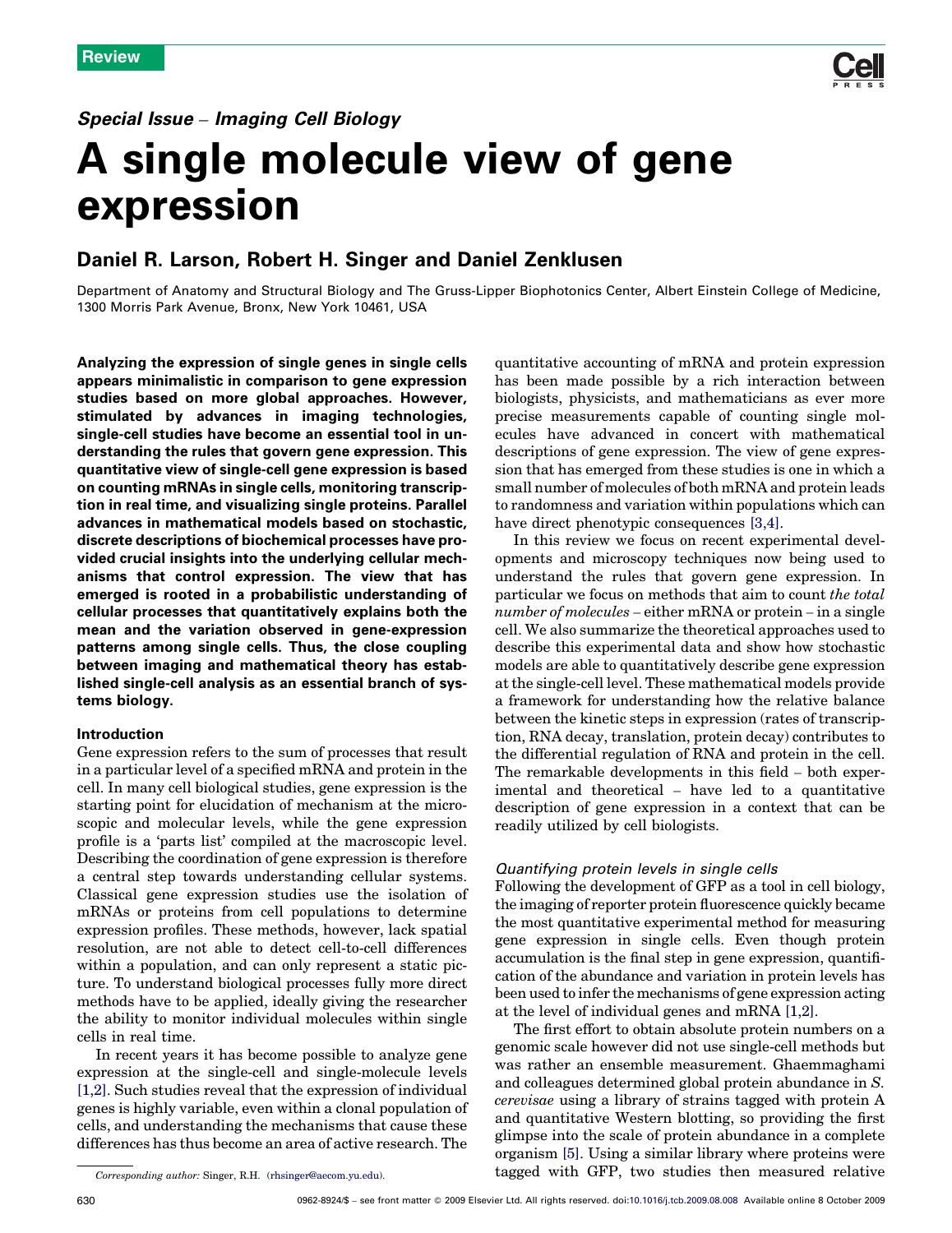Review

*Special Issue – Imaging Cell Biology*

# A single molecule view of gene expression

## Daniel R. Larson, Robert H. Singer and Daniel Zenklusen

Department of Anatomy and Structural Biology and The Gruss-Lipper Biophotonics Center, Albert Einstein College of Medicine, 1300 Morris Park Avenue, Bronx, New York 10461, USA

**Analyzing the expression of single genes in single cells appears minimalistic in comparison to gene expression studies based on more global approaches. However, stimulated by advances in imaging technologies, single-cell studies have become an essential tool in understanding the rules that govern gene expression. This quantitative view of single-cell gene expression is based on counting mRNAs in single cells, monitoring transcription in real time, and visualizing single proteins. Parallel advances in mathematical models based on stochastic, discrete descriptions of biochemical processes have provided crucial insights into the underlying cellular mechanisms that control expression. The view that has emerged is rooted in a probabilistic understanding of cellular processes that quantitatively explains both the mean and the variation observed in gene-expression patterns among single cells. Thus, the close coupling between imaging and mathematical theory has established single-cell analysis as an essential branch of systems biology.**

### Introduction

Gene expression refers to the sum of processes that result in a particular level of a specified mRNA and protein in the cell. In many cell biological studies, gene expression is the starting point for elucidation of mechanism at the microscopic and molecular levels, while the gene expression profile is a 'parts list' compiled at the macroscopic level. Describing the coordination of gene expression is therefore a central step towards understanding cellular systems. Classical gene expression studies use the isolation of mRNAs or proteins from cell populations to determine expression profiles. These methods, however, lack spatial resolution, are not able to detect cell-to-cell differences within a population, and can only represent a static picture. To understand biological processes fully more direct methods have to be applied, ideally giving the researcher the ability to monitor individual molecules within single cells in real time.

In recent years it has become possible to analyze gene expression at the single-cell and single-molecule levels [1,2]. Such studies reveal that the expression of individual genes is highly variable, even within a clonal population of cells, and understanding the mechanisms that cause these differences has thus become an area of active research. The quantitative accounting of mRNA and protein expression has been made possible by a rich interaction between biologists, physicists, and mathematicians as ever more precise measurements capable of counting single molecules have advanced in concert with mathematical descriptions of gene expression. The view of gene expression that has emerged from these studies is one in which a small number of molecules of both mRNA and protein leads to randomness and variation within populations which can have direct phenotypic consequences [3,4].

In this review we focus on recent experimental developments and microscopy techniques now being used to understand the rules that govern gene expression. In particular we focus on methods that aim to count *the total number of molecules* – either mRNA or protein – in a single cell. We also summarize the theoretical approaches used to describe this experimental data and show how stochastic models are able to quantitatively describe gene expression at the single-cell level. These mathematical models provide a framework for understanding how the relative balance between the kinetic steps in expression (rates of transcription, RNA decay, translation, protein decay) contributes to the differential regulation of RNA and protein in the cell. The remarkable developments in this field – both experimental and theoretical – have led to a quantitative description of gene expression in a context that can be readily utilized by cell biologists.

#### *Quantifying protein levels in single cells*

Following the development of GFP as a tool in cell biology, the imaging of reporter protein fluorescence quickly became the most quantitative experimental method for measuring gene expression in single cells. Even though protein accumulation is the final step in gene expression, quantification of the abundance and variation in protein levels has been used to infer the mechanisms of gene expression acting at the level of individual genes and mRNA [1,2].

The first effort to obtain absolute protein numbers on a genomic scale however did not use single-cell methods but was rather an ensemble measurement. Ghaemmaghami and colleagues determined global protein abundance in *S. cerevisae* using a library of strains tagged with protein A and quantitative Western blotting, so providing the first glimpse into the scale of protein abundance in a complete organism [5]. Using a similar library where proteins were tagged with GFP, two studies then measured relative

*Corresponding author:* Singer, R.H. (rhsinger@aecom.yu.edu).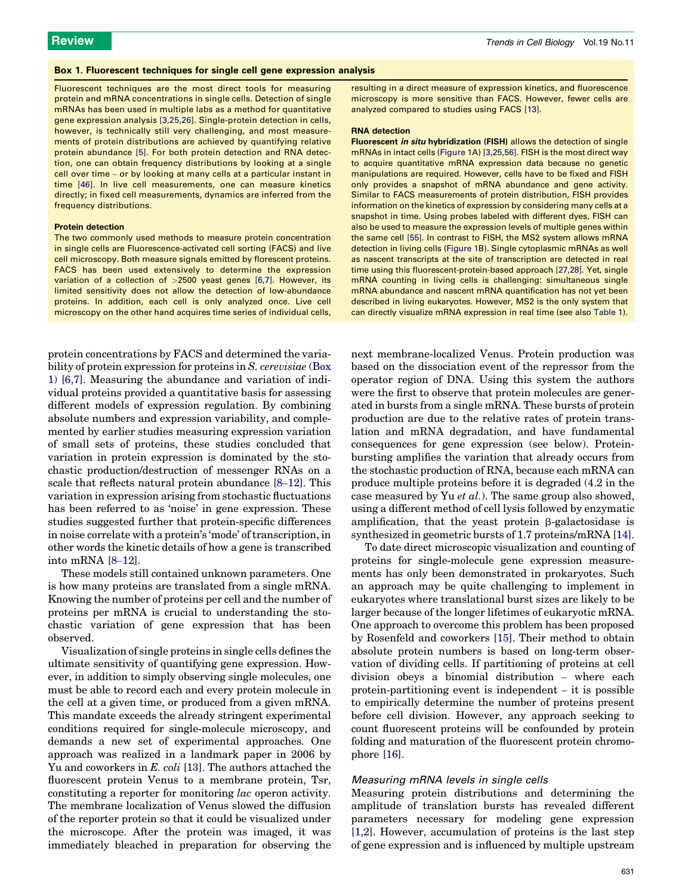### Box 1. Fluorescent techniques for single cell gene expression analysis

Fluorescent techniques are the most direct tools for measuring protein and mRNA concentrations in single cells. Detection of single mRNAs has been used in multiple labs as a method for quantitative gene expression analysis [3,25,26]. Single-protein detection in cells, however, is technically still very challenging, and most measurements of protein distributions are achieved by quantifying relative protein abundance [5]. For both protein detection and RNA detection, one can obtain frequency distributions by looking at a single cell over time – or by looking at many cells at a particular instant in time [46]. In live cell measurements, one can measure kinetics directly; in fixed cell measurements, dynamics are inferred from the frequency distributions.

#### Protein detection

The two commonly used methods to measure protein concentration in single cells are Fluorescence-activated cell sorting (FACS) and live cell microscopy. Both measure signals emitted by florescent proteins. FACS has been used extensively to determine the expression variation of a collection of >2500 yeast genes [6,7]. However, its limited sensitivity does not allow the detection of low-abundance proteins. In addition, each cell is only analyzed once. Live cell microscopy on the other hand acquires time series of individual cells, resulting in a direct measure of expression kinetics, and fluorescence microscopy is more sensitive than FACS. However, fewer cells are analyzed compared to studies using FACS [13].

#### RNA detection

**Fluorescent *in situ* hybridization (FISH)** allows the detection of single mRNAs in intact cells (Figure 1A) [3,25,56]. FISH is the most direct way to acquire quantitative mRNA expression data because no genetic manipulations are required. However, cells have to be fixed and FISH only provides a snapshot of mRNA abundance and gene activity. Similar to FACS measurements of protein distribution, FISH provides information on the kinetics of expression by considering many cells at a snapshot in time. Using probes labeled with different dyes, FISH can also be used to measure the expression levels of multiple genes within the same cell [55]. In contrast to FISH, the MS2 system allows mRNA detection in living cells (Figure 1B). Single cytoplasmic mRNAs as well as nascent transcripts at the site of transcription are detected in real time using this fluorescent-protein-based approach [27,28]. Yet, single mRNA counting in living cells is challenging: simultaneous single mRNA abundance and nascent mRNA quantification has not yet been described in living eukaryotes. However, MS2 is the only system that can directly visualize mRNA expression in real time (see also Table 1).

protein concentrations by FACS and determined the variability of protein expression for proteins in *S. cerevisiae* (Box 1) [6,7]. Measuring the abundance and variation of individual proteins provided a quantitative basis for assessing different models of expression regulation. By combining absolute numbers and expression variability, and complemented by earlier studies measuring expression variation of small sets of proteins, these studies concluded that variation in protein expression is dominated by the stochastic production/destruction of messenger RNAs on a scale that reflects natural protein abundance [8–12]. This variation in expression arising from stochastic fluctuations has been referred to as 'noise' in gene expression. These studies suggested further that protein-specific differences in noise correlate with a protein's 'mode' of transcription, in other words the kinetic details of how a gene is transcribed into mRNA [8–12].

These models still contained unknown parameters. One is how many proteins are translated from a single mRNA. Knowing the number of proteins per cell and the number of proteins per mRNA is crucial to understanding the stochastic variation of gene expression that has been observed.

Visualization of single proteins in single cells defines the ultimate sensitivity of quantifying gene expression. However, in addition to simply observing single molecules, one must be able to record each and every protein molecule in the cell at a given time, or produced from a given mRNA. This mandate exceeds the already stringent experimental conditions required for single-molecule microscopy, and demands a new set of experimental approaches. One approach was realized in a landmark paper in 2006 by Yu and coworkers in *E. coli* [13]. The authors attached the fluorescent protein Venus to a membrane protein, Tsr, constituting a reporter for monitoring *lac* operon activity. The membrane localization of Venus slowed the diffusion of the reporter protein so that it could be visualized under the microscope. After the protein was imaged, it was immediately bleached in preparation for observing the next membrane-localized Venus. Protein production was based on the dissociation event of the repressor from the operator region of DNA. Using this system the authors were the first to observe that protein molecules are generated in bursts from a single mRNA. These bursts of protein production are due to the relative rates of protein translation and mRNA degradation, and have fundamental consequences for gene expression (see below). Protein-bursting amplifies the variation that already occurs from the stochastic production of RNA, because each mRNA can produce multiple proteins before it is degraded (4.2 in the case measured by Yu *et al.*). The same group also showed, using a different method of cell lysis followed by enzymatic amplification, that the yeast protein β-galactosidase is synthesized in geometric bursts of 1.7 proteins/mRNA [14].

To date direct microscopic visualization and counting of proteins for single-molecule gene expression measurements has only been demonstrated in prokaryotes. Such an approach may be quite challenging to implement in eukaryotes where translational burst sizes are likely to be larger because of the longer lifetimes of eukaryotic mRNA. One approach to overcome this problem has been proposed by Rosenfeld and coworkers [15]. Their method to obtain absolute protein numbers is based on long-term observation of dividing cells. If partitioning of proteins at cell division obeys a binomial distribution – where each protein-partitioning event is independent – it is possible to empirically determine the number of proteins present before cell division. However, any approach seeking to count fluorescent proteins will be confounded by protein folding and maturation of the fluorescent protein chromophore [16].

### *Measuring mRNA levels in single cells*

Measuring protein distributions and determining the amplitude of translation bursts has revealed different parameters necessary for modeling gene expression [1,2]. However, accumulation of proteins is the last step of gene expression and is influenced by multiple upstream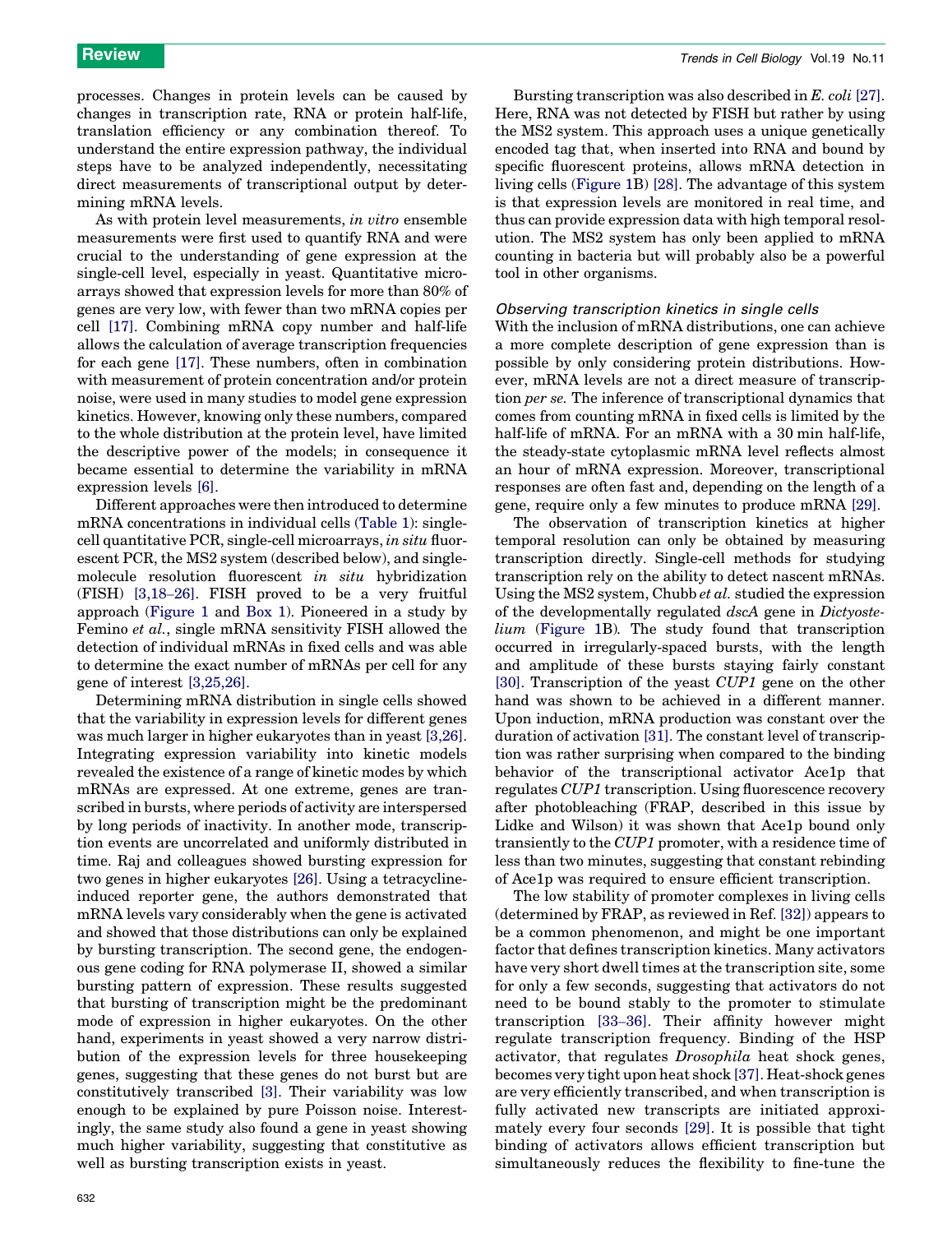processes. Changes in protein levels can be caused by changes in transcription rate, RNA or protein half-life, translation efficiency or any combination thereof. To understand the entire expression pathway, the individual steps have to be analyzed independently, necessitating direct measurements of transcriptional output by determining mRNA levels.

As with protein level measurements, *in vitro* ensemble measurements were first used to quantify RNA and were crucial to the understanding of gene expression at the single-cell level, especially in yeast. Quantitative microarrays showed that expression levels for more than 80% of genes are very low, with fewer than two mRNA copies per cell [17]. Combining mRNA copy number and half-life allows the calculation of average transcription frequencies for each gene [17]. These numbers, often in combination with measurement of protein concentration and/or protein noise, were used in many studies to model gene expression kinetics. However, knowing only these numbers, compared to the whole distribution at the protein level, have limited the descriptive power of the models; in consequence it became essential to determine the variability in mRNA expression levels [6].

Different approaches were then introduced to determine mRNA concentrations in individual cells (Table 1): single-cell quantitative PCR, single-cell microarrays, *in situ* fluorescent PCR, the MS2 system (described below), and single-molecule resolution fluorescent *in situ* hybridization (FISH) [3,18–26]. FISH proved to be a very fruitful approach (Figure 1 and Box 1). Pioneered in a study by Femino *et al.*, single mRNA sensitivity FISH allowed the detection of individual mRNAs in fixed cells and was able to determine the exact number of mRNAs per cell for any gene of interest [3,25,26].

Determining mRNA distribution in single cells showed that the variability in expression levels for different genes was much larger in higher eukaryotes than in yeast [3,26]. Integrating expression variability into kinetic models revealed the existence of a range of kinetic modes by which mRNAs are expressed. At one extreme, genes are transcribed in bursts, where periods of activity are interspersed by long periods of inactivity. In another mode, transcription events are uncorrelated and uniformly distributed in time. Raj and colleagues showed bursting expression for two genes in higher eukaryotes [26]. Using a tetracycline-induced reporter gene, the authors demonstrated that mRNA levels vary considerably when the gene is activated and showed that those distributions can only be explained by bursting transcription. The second gene, the endogenous gene coding for RNA polymerase II, showed a similar bursting pattern of expression. These results suggested that bursting of transcription might be the predominant mode of expression in higher eukaryotes. On the other hand, experiments in yeast showed a very narrow distribution of the expression levels for three housekeeping genes, suggesting that these genes do not burst but are constitutively transcribed [3]. Their variability was low enough to be explained by pure Poisson noise. Interestingly, the same study also found a gene in yeast showing much higher variability, suggesting that constitutive as well as bursting transcription exists in yeast.

Bursting transcription was also described in *E. coli* [27]. Here, RNA was not detected by FISH but rather by using the MS2 system. This approach uses a unique genetically encoded tag that, when inserted into RNA and bound by specific fluorescent proteins, allows mRNA detection in living cells (Figure 1B) [28]. The advantage of this system is that expression levels are monitored in real time, and thus can provide expression data with high temporal resolution. The MS2 system has only been applied to mRNA counting in bacteria but will probably also be a powerful tool in other organisms.

### *Observing transcription kinetics in single cells*

With the inclusion of mRNA distributions, one can achieve a more complete description of gene expression than is possible by only considering protein distributions. However, mRNA levels are not a direct measure of transcription *per se.* The inference of transcriptional dynamics that comes from counting mRNA in fixed cells is limited by the half-life of mRNA. For an mRNA with a 30 min half-life, the steady-state cytoplasmic mRNA level reflects almost an hour of mRNA expression. Moreover, transcriptional responses are often fast and, depending on the length of a gene, require only a few minutes to produce mRNA [29].

The observation of transcription kinetics at higher temporal resolution can only be obtained by measuring transcription directly. Single-cell methods for studying transcription rely on the ability to detect nascent mRNAs. Using the MS2 system, Chubb *et al.* studied the expression of the developmentally regulated *dscA* gene in *Dictyostelium* (Figure 1B). The study found that transcription occurred in irregularly-spaced bursts, with the length and amplitude of these bursts staying fairly constant [30]. Transcription of the yeast *CUP1* gene on the other hand was shown to be achieved in a different manner. Upon induction, mRNA production was constant over the duration of activation [31]. The constant level of transcription was rather surprising when compared to the binding behavior of the transcriptional activator Ace1p that regulates *CUP1* transcription. Using fluorescence recovery after photobleaching (FRAP, described in this issue by Lidke and Wilson) it was shown that Ace1p bound only transiently to the *CUP1* promoter, with a residence time of less than two minutes, suggesting that constant rebinding of Ace1p was required to ensure efficient transcription.

The low stability of promoter complexes in living cells (determined by FRAP, as reviewed in Ref. [32]) appears to be a common phenomenon, and might be one important factor that defines transcription kinetics. Many activators have very short dwell times at the transcription site, some for only a few seconds, suggesting that activators do not need to be bound stably to the promoter to stimulate transcription [33–36]. Their affinity however might regulate transcription frequency. Binding of the HSP activator, that regulates *Drosophila* heat shock genes, becomes very tight upon heat shock [37]. Heat-shock genes are very efficiently transcribed, and when transcription is fully activated new transcripts are initiated approximately every four seconds [29]. It is possible that tight binding of activators allows efficient transcription but simultaneously reduces the flexibility to fine-tune the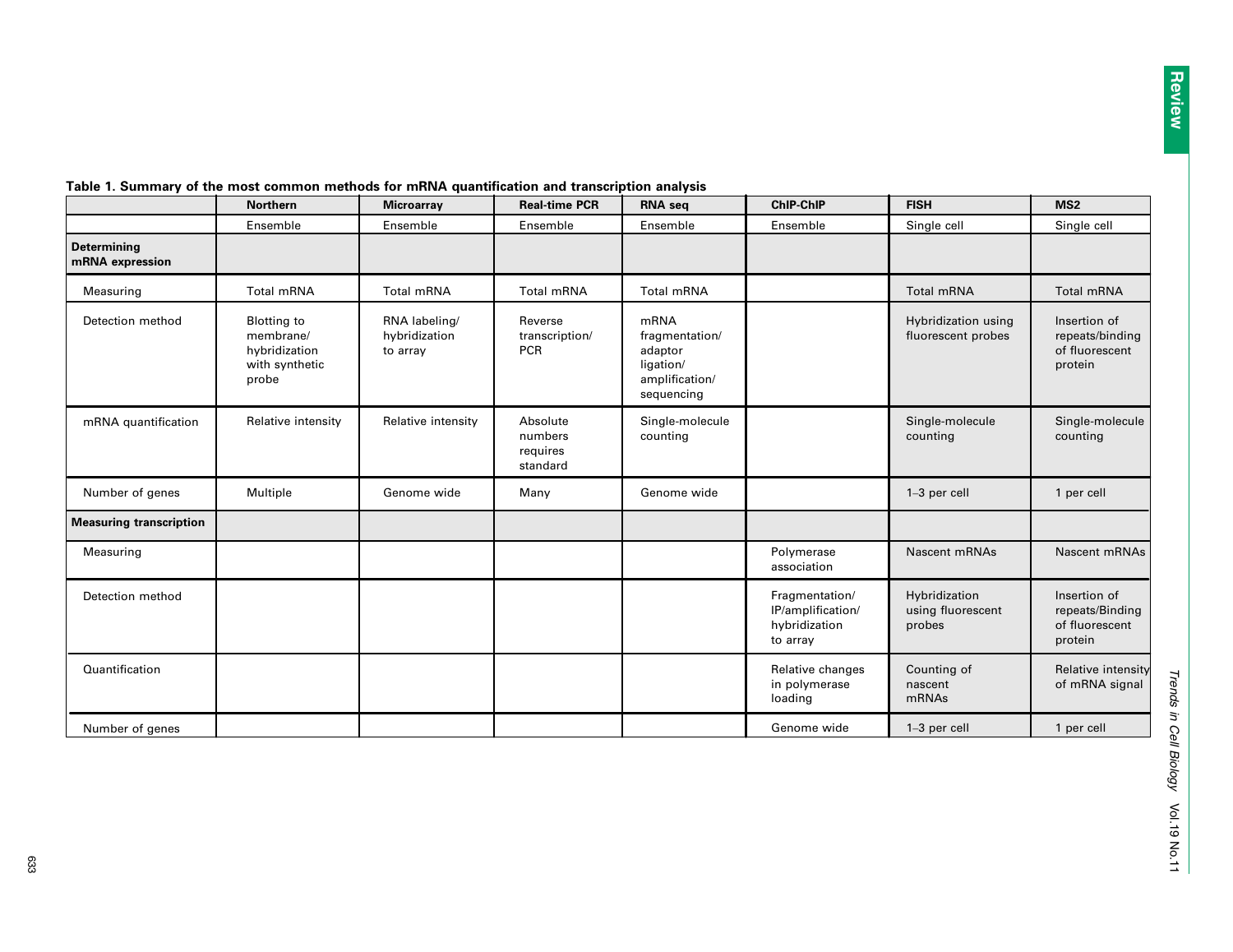**Table 1. Summary of the most common methods for mRNA quantification and transcription analysis**

| | Northern | Microarray | Real-time PCR | RNA seq | ChIP-ChIP | FISH | MS2 |
|---|---|---|---|---|---|---|---|
| | Ensemble | Ensemble | Ensemble | Ensemble | Ensemble | Single cell | Single cell |
| **Determining mRNA expression** | | | | | | | |
| Measuring | Total mRNA | Total mRNA | Total mRNA | Total mRNA | | Total mRNA | Total mRNA |
| Detection method | Blotting to membrane/ hybridization with synthetic probe | RNA labeling/ hybridization to array | Reverse transcription/ PCR | mRNA fragmentation/ adaptor ligation/ amplification/ sequencing | | Hybridization using fluorescent probes | Insertion of repeats/binding of fluorescent protein |
| mRNA quantification | Relative intensity | Relative intensity | Absolute numbers requires standard | Single-molecule counting | | Single-molecule counting | Single-molecule counting |
| Number of genes | Multiple | Genome wide | Many | Genome wide | | 1–3 per cell | 1 per cell |
| **Measuring transcription** | | | | | | | |
| Measuring | | | | | Polymerase association | Nascent mRNAs | Nascent mRNAs |
| Detection method | | | | | Fragmentation/ IP/amplification/ hybridization to array | Hybridization using fluorescent probes | Insertion of repeats/Binding of fluorescent protein |
| Quantification | | | | | Relative changes in polymerase loading | Counting of nascent mRNAs | Relative intensity of mRNA signal |
| Number of genes | | | | | Genome wide | 1–3 per cell | 1 per cell |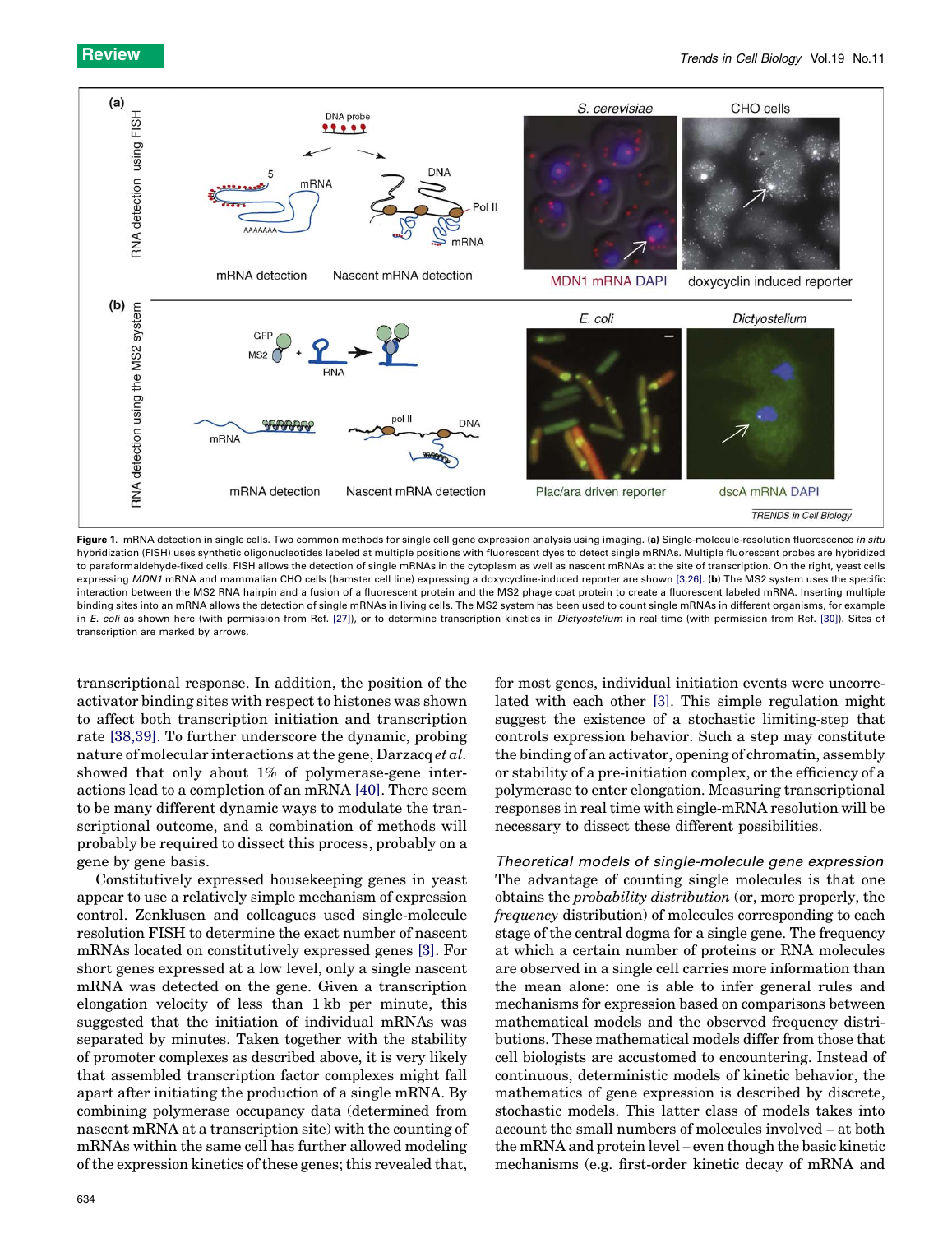(a) RNA detection using FISH

DNA probe

5'

mRNA

AAAAAAA

DNA

Pol II

mRNA

mRNA detection

Nascent mRNA detection

*S. cerevisiae*

CHO cells

MDN1 mRNA DAPI

doxycyclin induced reporter

(b) RNA detection using the MS2 system

GFP

MS2

RNA

mRNA

pol II

DNA

mRNA detection

Nascent mRNA detection

*E. coli*

*Dictyostelium*

Plac/ara driven reporter

dscA mRNA DAPI

TRENDS in Cell Biology

**Figure 1.** mRNA detection in single cells. Two common methods for single cell gene expression analysis using imaging. **(a)** Single-molecule-resolution fluorescence *in situ* hybridization (FISH) uses synthetic oligonucleotides labeled at multiple positions with fluorescent dyes to detect single mRNAs. Multiple fluorescent probes are hybridized to paraformaldehyde-fixed cells. FISH allows the detection of single mRNAs in the cytoplasm as well as nascent mRNAs at the site of transcription. On the right, yeast cells expressing *MDN1* mRNA and mammalian CHO cells (hamster cell line) expressing a doxycycline-induced reporter are shown [3,26]. **(b)** The MS2 system uses the specific interaction between the MS2 RNA hairpin and a fusion of a fluorescent protein and the MS2 phage coat protein to create a fluorescent labeled mRNA. Inserting multiple binding sites into an mRNA allows the detection of single mRNAs in living cells. The MS2 system has been used to count single mRNAs in different organisms, for example in *E. coli* as shown here (with permission from Ref. [27]), or to determine transcription kinetics in *Dictyostelium* in real time (with permission from Ref. [30]). Sites of transcription are marked by arrows.

transcriptional response. In addition, the position of the activator binding sites with respect to histones was shown to affect both transcription initiation and transcription rate [38,39]. To further underscore the dynamic, probing nature of molecular interactions at the gene, Darzacq *et al.* showed that only about 1% of polymerase-gene interactions lead to a completion of an mRNA [40]. There seem to be many different dynamic ways to modulate the transcriptional outcome, and a combination of methods will probably be required to dissect this process, probably on a gene by gene basis.

Constitutively expressed housekeeping genes in yeast appear to use a relatively simple mechanism of expression control. Zenklusen and colleagues used single-molecule resolution FISH to determine the exact number of nascent mRNAs located on constitutively expressed genes [3]. For short genes expressed at a low level, only a single nascent mRNA was detected on the gene. Given a transcription elongation velocity of less than 1 kb per minute, this suggested that the initiation of individual mRNAs was separated by minutes. Taken together with the stability of promoter complexes as described above, it is very likely that assembled transcription factor complexes might fall apart after initiating the production of a single mRNA. By combining polymerase occupancy data (determined from nascent mRNA at a transcription site) with the counting of mRNAs within the same cell has further allowed modeling of the expression kinetics of these genes; this revealed that, for most genes, individual initiation events were uncorrelated with each other [3]. This simple regulation might suggest the existence of a stochastic limiting-step that controls expression behavior. Such a step may constitute the binding of an activator, opening of chromatin, assembly or stability of a pre-initiation complex, or the efficiency of a polymerase to enter elongation. Measuring transcriptional responses in real time with single-mRNA resolution will be necessary to dissect these different possibilities.

### Theoretical models of single-molecule gene expression

The advantage of counting single molecules is that one obtains the *probability distribution* (or, more properly, the *frequency* distribution) of molecules corresponding to each stage of the central dogma for a single gene. The frequency at which a certain number of proteins or RNA molecules are observed in a single cell carries more information than the mean alone: one is able to infer general rules and mechanisms for expression based on comparisons between mathematical models and the observed frequency distributions. These mathematical models differ from those that cell biologists are accustomed to encountering. Instead of continuous, deterministic models of kinetic behavior, the mathematics of gene expression is described by discrete, stochastic models. This latter class of models takes into account the small numbers of molecules involved – at both the mRNA and protein level – even though the basic kinetic mechanisms (e.g. first-order kinetic decay of mRNA and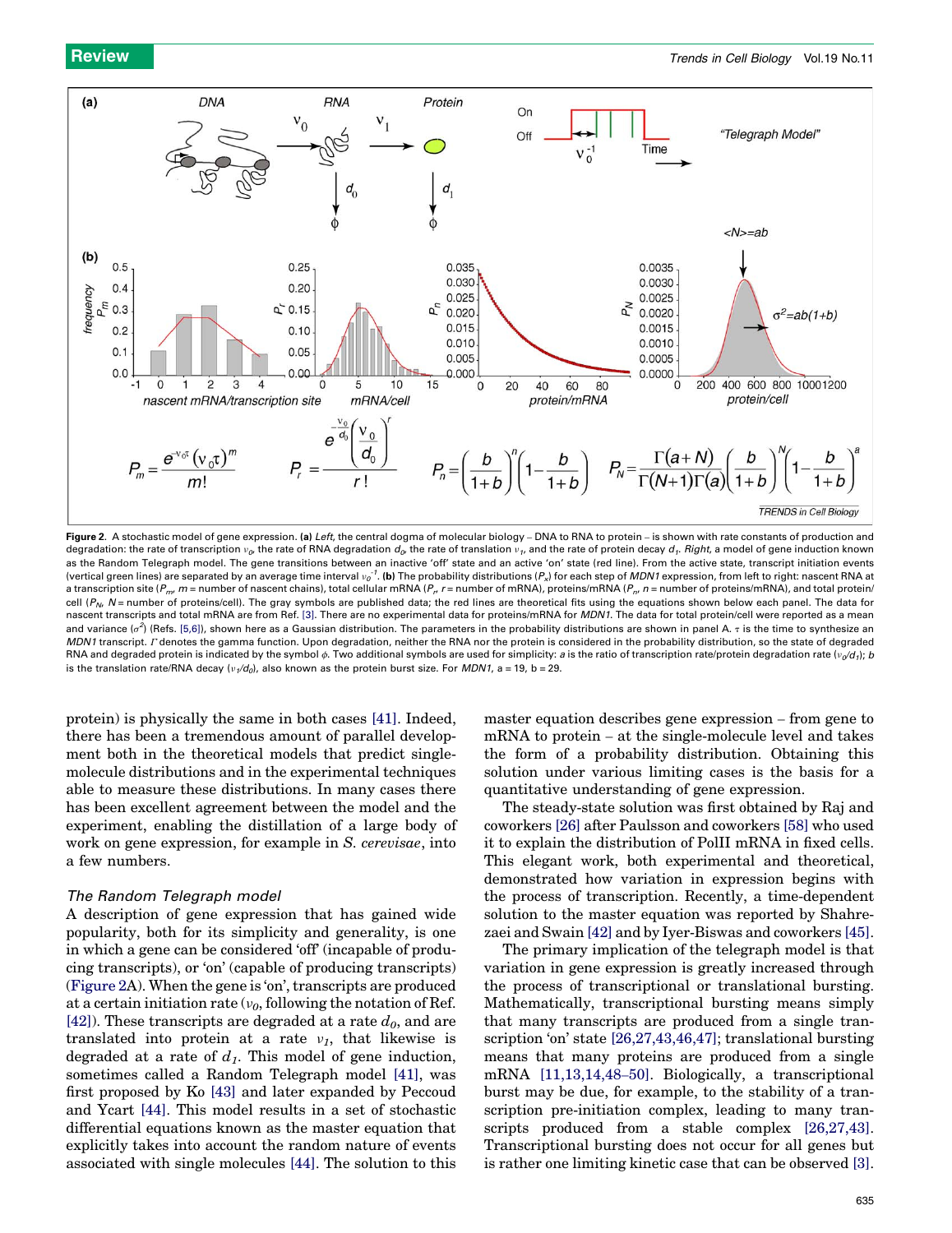**Figure 2.** A stochastic model of gene expression. **(a)** *Left*, the central dogma of molecular biology – DNA to RNA to protein – is shown with rate constants of production and degradation: the rate of transcription $\nu_0$, the rate of RNA degradation $d_0$, the rate of translation $\nu_1$, and the rate of protein decay $d_1$. *Right*, a model of gene induction known as the Random Telegraph model. The gene transitions between an inactive 'off' state and an active 'on' state (red line). From the active state, transcript initiation events (vertical green lines) are separated by an average time interval $\nu_0^{-1}$. **(b)** The probability distributions ($P_x$) for each step of *MDN1* expression, from left to right: nascent RNA at a transcription site ($P_m$, $m$ = number of nascent chains), total cellular mRNA ($P_r$, $r$ = number of mRNA), proteins/mRNA ($P_n$, $n$ = number of proteins/mRNA), and total protein/cell ($P_N$, $N$ = number of proteins/cell). The gray symbols are published data; the red lines are theoretical fits using the equations shown below each panel. The data for nascent transcripts and total mRNA are from Ref. [3]. There are no experimental data for proteins/mRNA for *MDN1*. The data for total protein/cell were reported as a mean and variance ($\sigma^2$) (Refs. [5,6]), shown here as a Gaussian distribution. The parameters in the probability distributions are shown in panel A. $\tau$ is the time to synthesize an *MDN1* transcript. $\Gamma$ denotes the gamma function. Upon degradation, neither the RNA nor the protein is considered in the probability distribution, so the state of degraded RNA and degraded protein is indicated by the symbol $\phi$. Two additional symbols are used for simplicity: $a$ is the ratio of transcription rate/protein degradation rate ($\nu_0/d_1$); $b$ is the translation rate/RNA decay ($\nu_1/d_0$), also known as the protein burst size. For *MDN1*, a = 19, b = 29.

protein) is physically the same in both cases [41]. Indeed, there has been a tremendous amount of parallel development both in the theoretical models that predict single-molecule distributions and in the experimental techniques able to measure these distributions. In many cases there has been excellent agreement between the model and the experiment, enabling the distillation of a large body of work on gene expression, for example in *S. cerevisae*, into a few numbers.

### *The Random Telegraph model*

A description of gene expression that has gained wide popularity, both for its simplicity and generality, is one in which a gene can be considered 'off' (incapable of producing transcripts), or 'on' (capable of producing transcripts) (Figure 2A). When the gene is 'on', transcripts are produced at a certain initiation rate ($\nu_0$, following the notation of Ref. [42]). These transcripts are degraded at a rate $d_0$, and are translated into protein at a rate $\nu_1$, that likewise is degraded at a rate of $d_1$. This model of gene induction, sometimes called a Random Telegraph model [41], was first proposed by Ko [43] and later expanded by Peccoud and Ycart [44]. This model results in a set of stochastic differential equations known as the master equation that explicitly takes into account the random nature of events associated with single molecules [44]. The solution to this master equation describes gene expression – from gene to mRNA to protein – at the single-molecule level and takes the form of a probability distribution. Obtaining this solution under various limiting cases is the basis for a quantitative understanding of gene expression.

The steady-state solution was first obtained by Raj and coworkers [26] after Paulsson and coworkers [58] who used it to explain the distribution of PolII mRNA in fixed cells. This elegant work, both experimental and theoretical, demonstrated how variation in expression begins with the process of transcription. Recently, a time-dependent solution to the master equation was reported by Shahrezaei and Swain [42] and by Iyer-Biswas and coworkers [45].

The primary implication of the telegraph model is that variation in gene expression is greatly increased through the process of transcriptional or translational bursting. Mathematically, transcriptional bursting means simply that many transcripts are produced from a single transcription 'on' state [26,27,43,46,47]; translational bursting means that many proteins are produced from a single mRNA [11,13,14,48–50]. Biologically, a transcriptional burst may be due, for example, to the stability of a transcription pre-initiation complex, leading to many transcripts produced from a stable complex [26,27,43]. Transcriptional bursting does not occur for all genes but is rather one limiting kinetic case that can be observed [3].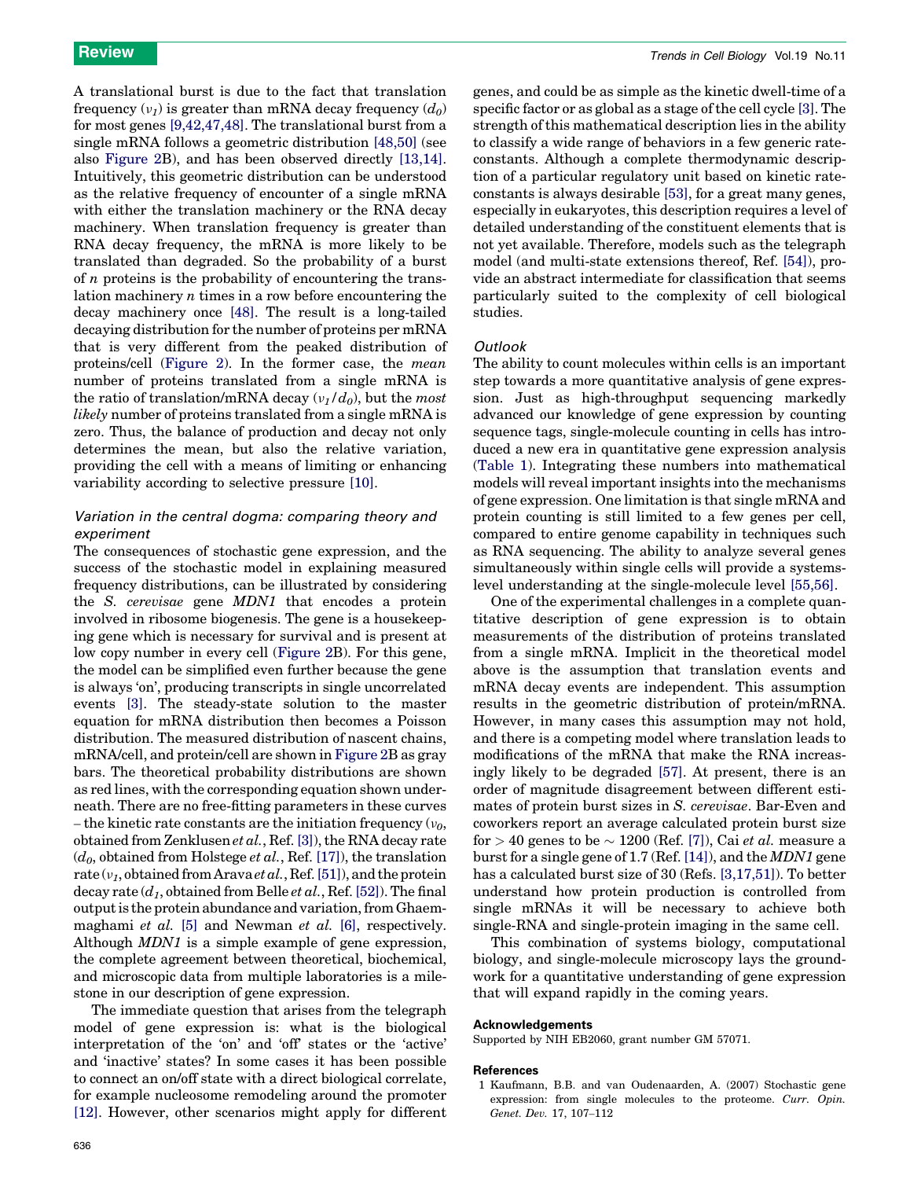A translational burst is due to the fact that translation frequency ($v_1$) is greater than mRNA decay frequency ($d_0$) for most genes [9,42,47,48]. The translational burst from a single mRNA follows a geometric distribution [48,50] (see also Figure 2B), and has been observed directly [13,14]. Intuitively, this geometric distribution can be understood as the relative frequency of encounter of a single mRNA with either the translation machinery or the RNA decay machinery. When translation frequency is greater than RNA decay frequency, the mRNA is more likely to be translated than degraded. So the probability of a burst of $n$ proteins is the probability of encountering the translation machinery $n$ times in a row before encountering the decay machinery once [48]. The result is a long-tailed decaying distribution for the number of proteins per mRNA that is very different from the peaked distribution of proteins/cell (Figure 2). In the former case, the *mean* number of proteins translated from a single mRNA is the ratio of translation/mRNA decay ($v_1/d_0$), but the *most likely* number of proteins translated from a single mRNA is zero. Thus, the balance of production and decay not only determines the mean, but also the relative variation, providing the cell with a means of limiting or enhancing variability according to selective pressure [10].

### *Variation in the central dogma: comparing theory and experiment*

The consequences of stochastic gene expression, and the success of the stochastic model in explaining measured frequency distributions, can be illustrated by considering the *S. cerevisae* gene *MDN1* that encodes a protein involved in ribosome biogenesis. The gene is a housekeeping gene which is necessary for survival and is present at low copy number in every cell (Figure 2B). For this gene, the model can be simplified even further because the gene is always 'on', producing transcripts in single uncorrelated events [3]. The steady-state solution to the master equation for mRNA distribution then becomes a Poisson distribution. The measured distribution of nascent chains, mRNA/cell, and protein/cell are shown in Figure 2B as gray bars. The theoretical probability distributions are shown as red lines, with the corresponding equation shown underneath. There are no free-fitting parameters in these curves – the kinetic rate constants are the initiation frequency ($v_0$, obtained from Zenklusen *et al.*, Ref. [3]), the RNA decay rate ($d_0$, obtained from Holstege *et al.*, Ref. [17]), the translation rate ($v_1$, obtained from Arava *et al.*, Ref. [51]), and the protein decay rate ($d_1$, obtained from Belle *et al.*, Ref. [52]). The final output is the protein abundance and variation, from Ghaemmaghami *et al.* [5] and Newman *et al.* [6], respectively. Although *MDN1* is a simple example of gene expression, the complete agreement between theoretical, biochemical, and microscopic data from multiple laboratories is a milestone in our description of gene expression.

The immediate question that arises from the telegraph model of gene expression is: what is the biological interpretation of the 'on' and 'off' states or the 'active' and 'inactive' states? In some cases it has been possible to connect an on/off state with a direct biological correlate, for example nucleosome remodeling around the promoter [12]. However, other scenarios might apply for different genes, and could be as simple as the kinetic dwell-time of a specific factor or as global as a stage of the cell cycle [3]. The strength of this mathematical description lies in the ability to classify a wide range of behaviors in a few generic rate-constants. Although a complete thermodynamic description of a particular regulatory unit based on kinetic rate-constants is always desirable [53], for a great many genes, especially in eukaryotes, this description requires a level of detailed understanding of the constituent elements that is not yet available. Therefore, models such as the telegraph model (and multi-state extensions thereof, Ref. [54]), provide an abstract intermediate for classification that seems particularly suited to the complexity of cell biological studies.

### *Outlook*

The ability to count molecules within cells is an important step towards a more quantitative analysis of gene expression. Just as high-throughput sequencing markedly advanced our knowledge of gene expression by counting sequence tags, single-molecule counting in cells has introduced a new era in quantitative gene expression analysis (Table 1). Integrating these numbers into mathematical models will reveal important insights into the mechanisms of gene expression. One limitation is that single mRNA and protein counting is still limited to a few genes per cell, compared to entire genome capability in techniques such as RNA sequencing. The ability to analyze several genes simultaneously within single cells will provide a systems-level understanding at the single-molecule level [55,56].

One of the experimental challenges in a complete quantitative description of gene expression is to obtain measurements of the distribution of proteins translated from a single mRNA. Implicit in the theoretical model above is the assumption that translation events and mRNA decay events are independent. This assumption results in the geometric distribution of protein/mRNA. However, in many cases this assumption may not hold, and there is a competing model where translation leads to modifications of the mRNA that make the RNA increasingly likely to be degraded [57]. At present, there is an order of magnitude disagreement between different estimates of protein burst sizes in *S. cerevisae*. Bar-Even and coworkers report an average calculated protein burst size for > 40 genes to be ~ 1200 (Ref. [7]), Cai *et al.* measure a burst for a single gene of 1.7 (Ref. [14]), and the *MDN1* gene has a calculated burst size of 30 (Refs. [3,17,51]). To better understand how protein production is controlled from single mRNAs it will be necessary to achieve both single-RNA and single-protein imaging in the same cell.

This combination of systems biology, computational biology, and single-molecule microscopy lays the groundwork for a quantitative understanding of gene expression that will expand rapidly in the coming years.

#### Acknowledgements

Supported by NIH EB2060, grant number GM 57071.

#### References

1 Kaufmann, B.B. and van Oudenaarden, A. (2007) Stochastic gene expression: from single molecules to the proteome. *Curr. Opin. Genet. Dev.* 17, 107–112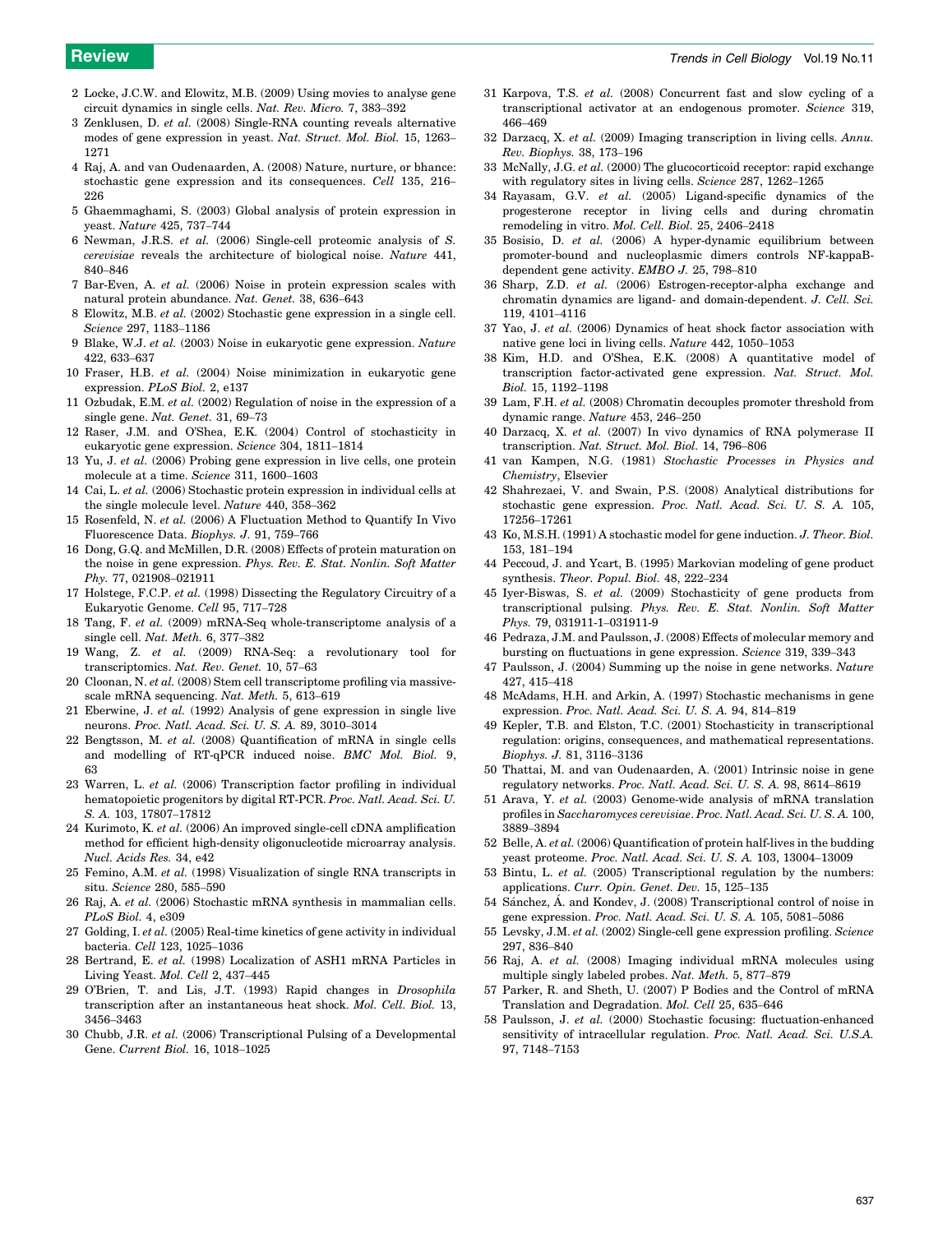2 Locke, J.C.W. and Elowitz, M.B. (2009) Using movies to analyse gene circuit dynamics in single cells. *Nat. Rev. Micro.* 7, 383–392

3 Zenklusen, D. *et al.* (2008) Single-RNA counting reveals alternative modes of gene expression in yeast. *Nat. Struct. Mol. Biol.* 15, 1263–1271

4 Raj, A. and van Oudenaarden, A. (2008) Nature, nurture, or bhance: stochastic gene expression and its consequences. *Cell* 135, 216–226

5 Ghaemmaghami, S. (2003) Global analysis of protein expression in yeast. *Nature* 425, 737–744

6 Newman, J.R.S. *et al.* (2006) Single-cell proteomic analysis of *S. cerevisiae* reveals the architecture of biological noise. *Nature* 441, 840–846

7 Bar-Even, A. *et al.* (2006) Noise in protein expression scales with natural protein abundance. *Nat. Genet.* 38, 636–643

8 Elowitz, M.B. *et al.* (2002) Stochastic gene expression in a single cell. *Science* 297, 1183–1186

9 Blake, W.J. *et al.* (2003) Noise in eukaryotic gene expression. *Nature* 422, 633–637

10 Fraser, H.B. *et al.* (2004) Noise minimization in eukaryotic gene expression. *PLoS Biol.* 2, e137

11 Ozbudak, E.M. *et al.* (2002) Regulation of noise in the expression of a single gene. *Nat. Genet.* 31, 69–73

12 Raser, J.M. and O'Shea, E.K. (2004) Control of stochasticity in eukaryotic gene expression. *Science* 304, 1811–1814

13 Yu, J. *et al.* (2006) Probing gene expression in live cells, one protein molecule at a time. *Science* 311, 1600–1603

14 Cai, L. *et al.* (2006) Stochastic protein expression in individual cells at the single molecule level. *Nature* 440, 358–362

15 Rosenfeld, N. *et al.* (2006) A Fluctuation Method to Quantify In Vivo Fluorescence Data. *Biophys. J.* 91, 759–766

16 Dong, G.Q. and McMillen, D.R. (2008) Effects of protein maturation on the noise in gene expression. *Phys. Rev. E. Stat. Nonlin. Soft Matter Phy.* 77, 021908–021911

17 Holstege, F.C.P. *et al.* (1998) Dissecting the Regulatory Circuitry of a Eukaryotic Genome. *Cell* 95, 717–728

18 Tang, F. *et al.* (2009) mRNA-Seq whole-transcriptome analysis of a single cell. *Nat. Meth.* 6, 377–382

19 Wang, Z. *et al.* (2009) RNA-Seq: a revolutionary tool for transcriptomics. *Nat. Rev. Genet.* 10, 57–63

20 Cloonan, N. *et al.* (2008) Stem cell transcriptome profiling via massive-scale mRNA sequencing. *Nat. Meth.* 5, 613–619

21 Eberwine, J. *et al.* (1992) Analysis of gene expression in single live neurons. *Proc. Natl. Acad. Sci. U. S. A.* 89, 3010–3014

22 Bengtsson, M. *et al.* (2008) Quantification of mRNA in single cells and modelling of RT-qPCR induced noise. *BMC Mol. Biol.* 9, 63

23 Warren, L. *et al.* (2006) Transcription factor profiling in individual hematopoietic progenitors by digital RT-PCR. *Proc. Natl. Acad. Sci. U. S. A.* 103, 17807–17812

24 Kurimoto, K. *et al.* (2006) An improved single-cell cDNA amplification method for efficient high-density oligonucleotide microarray analysis. *Nucl. Acids Res.* 34, e42

25 Femino, A.M. *et al.* (1998) Visualization of single RNA transcripts in situ. *Science* 280, 585–590

26 Raj, A. *et al.* (2006) Stochastic mRNA synthesis in mammalian cells. *PLoS Biol.* 4, e309

27 Golding, I. *et al.* (2005) Real-time kinetics of gene activity in individual bacteria. *Cell* 123, 1025–1036

28 Bertrand, E. *et al.* (1998) Localization of ASH1 mRNA Particles in Living Yeast. *Mol. Cell* 2, 437–445

29 O'Brien, T. and Lis, J.T. (1993) Rapid changes in *Drosophila* transcription after an instantaneous heat shock. *Mol. Cell. Biol.* 13, 3456–3463

30 Chubb, J.R. *et al.* (2006) Transcriptional Pulsing of a Developmental Gene. *Current Biol.* 16, 1018–1025

31 Karpova, T.S. *et al.* (2008) Concurrent fast and slow cycling of a transcriptional activator at an endogenous promoter. *Science* 319, 466–469

32 Darzacq, X. *et al.* (2009) Imaging transcription in living cells. *Annu. Rev. Biophys.* 38, 173–196

33 McNally, J.G. *et al.* (2000) The glucocorticoid receptor: rapid exchange with regulatory sites in living cells. *Science* 287, 1262–1265

34 Rayasam, G.V. *et al.* (2005) Ligand-specific dynamics of the progesterone receptor in living cells and during chromatin remodeling in vitro. *Mol. Cell. Biol.* 25, 2406–2418

35 Bosisio, D. *et al.* (2006) A hyper-dynamic equilibrium between promoter-bound and nucleoplasmic dimers controls NF-kappaB-dependent gene activity. *EMBO J.* 25, 798–810

36 Sharp, Z.D. *et al.* (2006) Estrogen-receptor-alpha exchange and chromatin dynamics are ligand- and domain-dependent. *J. Cell. Sci.* 119, 4101–4116

37 Yao, J. *et al.* (2006) Dynamics of heat shock factor association with native gene loci in living cells. *Nature* 442, 1050–1053

38 Kim, H.D. and O'Shea, E.K. (2008) A quantitative model of transcription factor-activated gene expression. *Nat. Struct. Mol. Biol.* 15, 1192–1198

39 Lam, F.H. *et al.* (2008) Chromatin decouples promoter threshold from dynamic range. *Nature* 453, 246–250

40 Darzacq, X. *et al.* (2007) In vivo dynamics of RNA polymerase II transcription. *Nat. Struct. Mol. Biol.* 14, 796–806

41 van Kampen, N.G. (1981) *Stochastic Processes in Physics and Chemistry*, Elsevier

42 Shahrezaei, V. and Swain, P.S. (2008) Analytical distributions for stochastic gene expression. *Proc. Natl. Acad. Sci. U. S. A.* 105, 17256–17261

43 Ko, M.S.H. (1991) A stochastic model for gene induction. *J. Theor. Biol.* 153, 181–194

44 Peccoud, J. and Ycart, B. (1995) Markovian modeling of gene product synthesis. *Theor. Popul. Biol.* 48, 222–234

45 Iyer-Biswas, S. *et al.* (2009) Stochasticity of gene products from transcriptional pulsing. *Phys. Rev. E. Stat. Nonlin. Soft Matter Phys.* 79, 031911-1–031911-9

46 Pedraza, J.M. and Paulsson, J. (2008) Effects of molecular memory and bursting on fluctuations in gene expression. *Science* 319, 339–343

47 Paulsson, J. (2004) Summing up the noise in gene networks. *Nature* 427, 415–418

48 McAdams, H.H. and Arkin, A. (1997) Stochastic mechanisms in gene expression. *Proc. Natl. Acad. Sci. U. S. A.* 94, 814–819

49 Kepler, T.B. and Elston, T.C. (2001) Stochasticity in transcriptional regulation: origins, consequences, and mathematical representations. *Biophys. J.* 81, 3116–3136

50 Thattai, M. and van Oudenaarden, A. (2001) Intrinsic noise in gene regulatory networks. *Proc. Natl. Acad. Sci. U. S. A.* 98, 8614–8619

51 Arava, Y. *et al.* (2003) Genome-wide analysis of mRNA translation profiles in *Saccharomyces cerevisiae*. *Proc. Natl. Acad. Sci. U. S. A.* 100, 3889–3894

52 Belle, A. *et al.* (2006) Quantification of protein half-lives in the budding yeast proteome. *Proc. Natl. Acad. Sci. U. S. A.* 103, 13004–13009

53 Bintu, L. *et al.* (2005) Transcriptional regulation by the numbers: applications. *Curr. Opin. Genet. Dev.* 15, 125–135

54 Sánchez, Á. and Kondev, J. (2008) Transcriptional control of noise in gene expression. *Proc. Natl. Acad. Sci. U. S. A.* 105, 5081–5086

55 Levsky, J.M. *et al.* (2002) Single-cell gene expression profiling. *Science* 297, 836–840

56 Raj, A. *et al.* (2008) Imaging individual mRNA molecules using multiple singly labeled probes. *Nat. Meth.* 5, 877–879

57 Parker, R. and Sheth, U. (2007) P Bodies and the Control of mRNA Translation and Degradation. *Mol. Cell* 25, 635–646

58 Paulsson, J. *et al.* (2000) Stochastic focusing: fluctuation-enhanced sensitivity of intracellular regulation. *Proc. Natl. Acad. Sci. U.S.A.* 97, 7148–7153